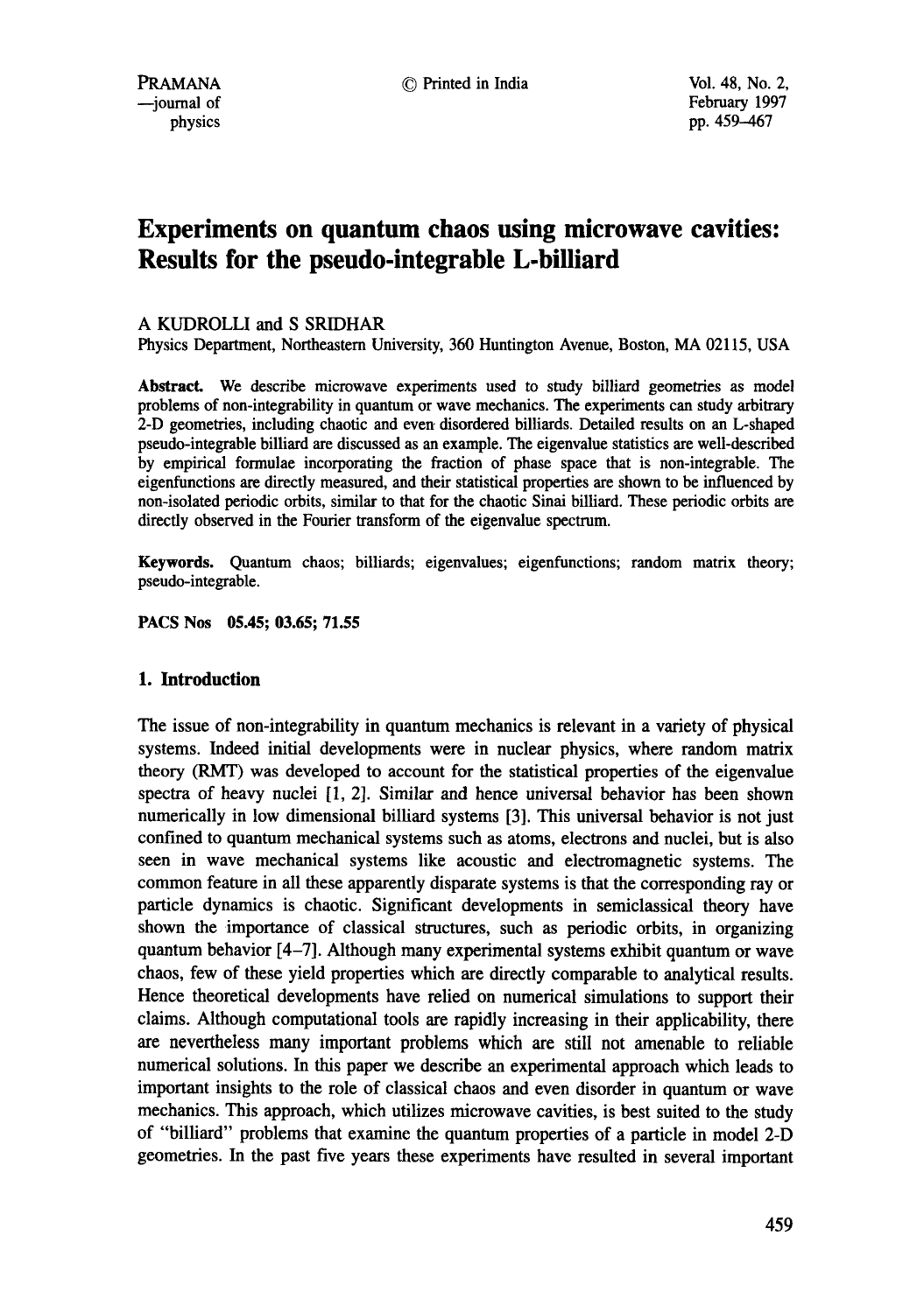# Experiments on quantum chaos using microwave cavities: Results for the pseudo-integrable L-billiard

A KUDROLLI and S SRIDHAR

Physics Department, Northeastern University, 360 Huntington Avenue, Boston, MA 02115, USA

**Abstract.** We describe microwave experiments used to study billiard geometries as model problems of non-integrability in quantum or wave mechanics. The experiments can study arbitrary 2-D geometries, including chaotic and even disordered billiards. Detailed results on an L-shaped pseudo-integrable billiard are discussed as an example. The eigenvalue statistics are well-described by empirical formulae incorporating the fraction of phase space that is non-integrable. The eigenfunctions are directly measured, and their statistical properties are shown to be influenced by non-isolated periodic orbits, similar to that for the chaotic Sinai billiard. These periodic orbits are directly observed in the Fourier transform of the eigenvalue spectrum.

**Keywords.** Quantum chaos; billiards; eigenvalues; eigenfunctions; random matrix theory; pseudo-integrable.

**PACS Nos** 05.45; 03.65; 71.55

## 1. Introduction

The issue of non-integrability in quantum mechanics is relevant in a variety of physical systems. Indeed initial developments were in nuclear physics, where random matrix theory (RMT) was developed to account for the statistical properties of the eigenvalue spectra of heavy nuclei [1, 2]. Similar and hence universal behavior has been shown numerically in low dimensional billiard systems [3]. This universal behavior is not just confined to quantum mechanical systems such as atoms, electrons and nuclei, but is also seen in wave mechanical systems like acoustic and electromagnetic systems. The common feature in all these apparently disparate systems is that the corresponding ray or particle dynamics is chaotic. Significant developments in semiclassical theory have shown the importance of classical structures, such as periodic orbits, in organizing quantum behavior [4–7]. Although many experimental systems exhibit quantum or wave chaos, few of these yield properties which are directly comparable to analytical results. Hence theoretical developments have relied on numerical simulations to support their claims. Although computational tools are rapidly increasing in their applicability, there are nevertheless many important problems which are still not amenable to reliable numerical solutions. In this paper we describe an experimental approach which leads to important insights to the role of classical chaos and even disorder in quantum or wave mechanics. This approach, which utilizes microwave cavities, is best suited to the study of "billiard" problems that examine the quantum properties of a particle in model 2-D geometries. In the past five years these experiments have resulted in several important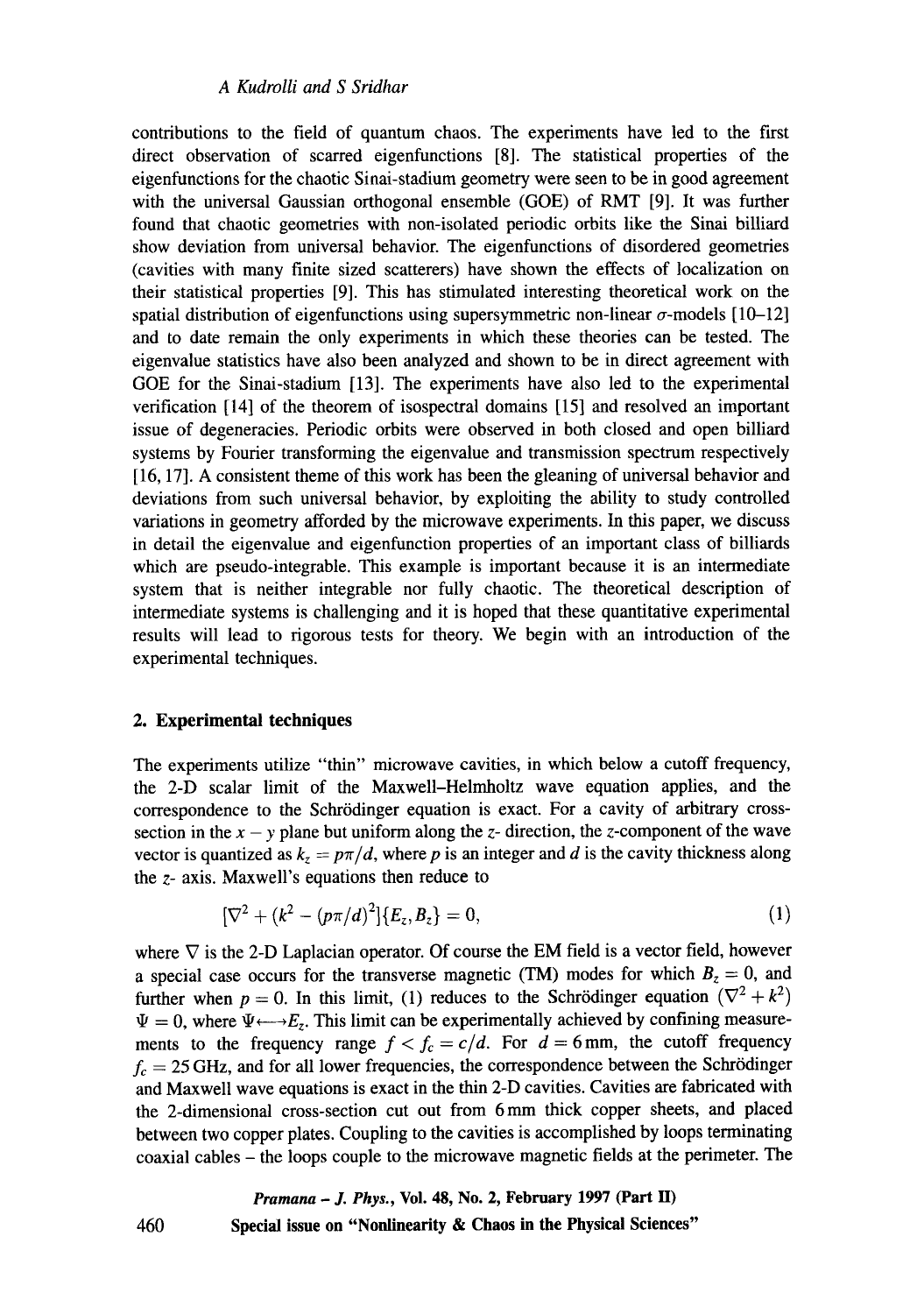contributions to the field of quantum chaos. The experiments have led to the first direct observation of scarred eigenfunctions [8]. The statistical properties of the eigenfunctions for the chaotic Sinai-stadium geometry were seen to be in good agreement with the universal Gaussian orthogonal ensemble (GOE) of RMT [9]. It was further found that chaotic geometries with non-isolated periodic orbits like the Sinai billiard show deviation from universal behavior. The eigenfunctions of disordered geometries (cavities with many finite sized scatterers) have shown the effects of localization on their statistical properties [9]. This has stimulated interesting theoretical work on the spatial distribution of eigenfunctions using supersymmetric non-linear $\sigma$-models [10–12] and to date remain the only experiments in which these theories can be tested. The eigenvalue statistics have also been analyzed and shown to be in direct agreement with GOE for the Sinai-stadium [13]. The experiments have also led to the experimental verification [14] of the theorem of isospectral domains [15] and resolved an important issue of degeneracies. Periodic orbits were observed in both closed and open billiard systems by Fourier transforming the eigenvalue and transmission spectrum respectively [16, 17]. A consistent theme of this work has been the gleaning of universal behavior and deviations from such universal behavior, by exploiting the ability to study controlled variations in geometry afforded by the microwave experiments. In this paper, we discuss in detail the eigenvalue and eigenfunction properties of an important class of billiards which are pseudo-integrable. This example is important because it is an intermediate system that is neither integrable nor fully chaotic. The theoretical description of intermediate systems is challenging and it is hoped that these quantitative experimental results will lead to rigorous tests for theory. We begin with an introduction of the experimental techniques.

## 2. Experimental techniques

The experiments utilize "thin" microwave cavities, in which below a cutoff frequency, the 2-D scalar limit of the Maxwell–Helmholtz wave equation applies, and the correspondence to the Schrödinger equation is exact. For a cavity of arbitrary cross-section in the $x-y$ plane but uniform along the $z$- direction, the $z$-component of the wave vector is quantized as $k_z = p\pi/d$, where $p$ is an integer and $d$ is the cavity thickness along the $z$- axis. Maxwell's equations then reduce to

$$[\nabla^2 + (k^2 - (p\pi/d)^2]\{E_z, B_z\} = 0, \tag{1}$$

where $\nabla$ is the 2-D Laplacian operator. Of course the EM field is a vector field, however a special case occurs for the transverse magnetic (TM) modes for which $B_z = 0$, and further when $p = 0$. In this limit, (1) reduces to the Schrödinger equation $(\nabla^2 + k^2)$ $\Psi = 0$, where $\Psi \longleftrightarrow E_z$. This limit can be experimentally achieved by confining measurements to the frequency range $f < f_c = c/d$. For $d = 6$ mm, the cutoff frequency $f_c = 25$ GHz, and for all lower frequencies, the correspondence between the Schrödinger and Maxwell wave equations is exact in the thin 2-D cavities. Cavities are fabricated with the 2-dimensional cross-section cut out from 6 mm thick copper sheets, and placed between two copper plates. Coupling to the cavities is accomplished by loops terminating coaxial cables – the loops couple to the microwave magnetic fields at the perimeter. The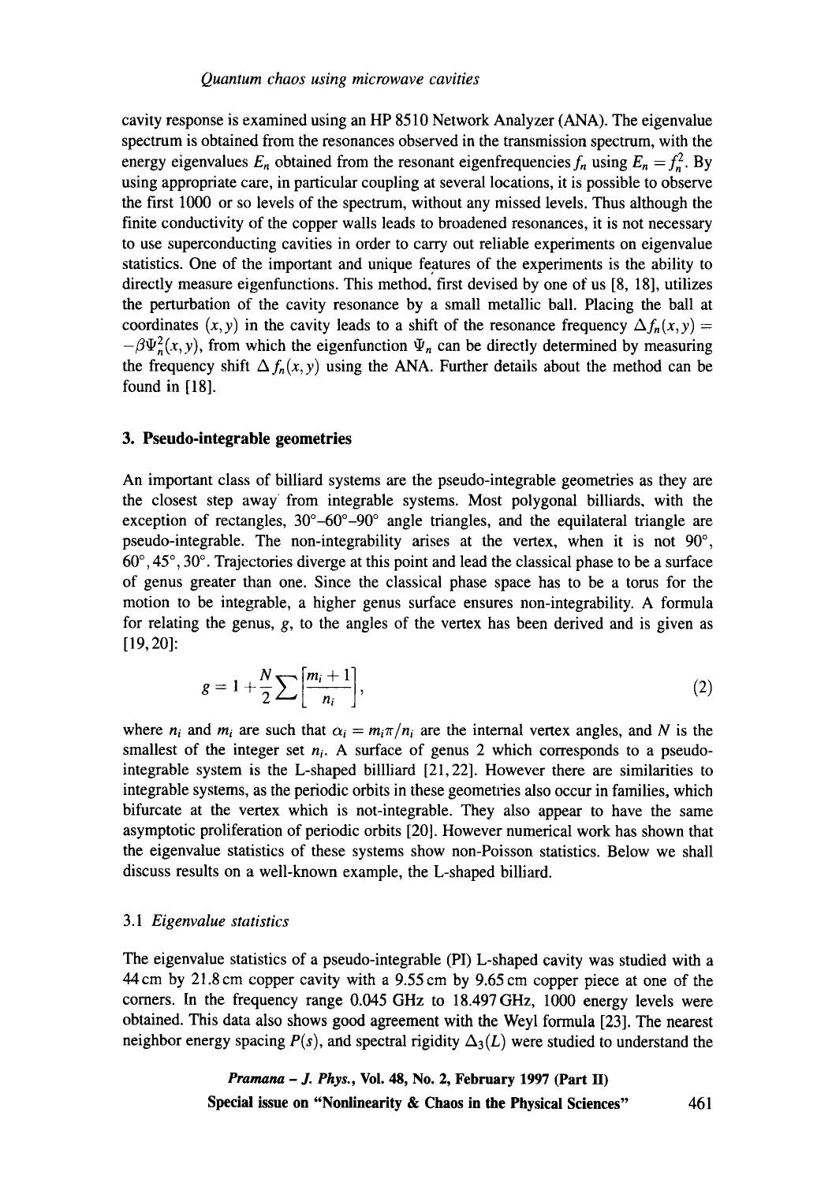cavity response is examined using an HP 8510 Network Analyzer (ANA). The eigenvalue spectrum is obtained from the resonances observed in the transmission spectrum, with the energy eigenvalues $E_n$ obtained from the resonant eigenfrequencies $f_n$ using $E_n = f_n^2$. By using appropriate care, in particular coupling at several locations, it is possible to observe the first 1000 or so levels of the spectrum, without any missed levels. Thus although the finite conductivity of the copper walls leads to broadened resonances, it is not necessary to use superconducting cavities in order to carry out reliable experiments on eigenvalue statistics. One of the important and unique features of the experiments is the ability to directly measure eigenfunctions. This method, first devised by one of us [8, 18], utilizes the perturbation of the cavity resonance by a small metallic ball. Placing the ball at coordinates $(x, y)$ in the cavity leads to a shift of the resonance frequency $\Delta f_n(x, y) = -\beta \Psi_n^2(x, y)$, from which the eigenfunction $\Psi_n$ can be directly determined by measuring the frequency shift $\Delta f_n(x, y)$ using the ANA. Further details about the method can be found in [18].

## 3. Pseudo-integrable geometries

An important class of billiard systems are the pseudo-integrable geometries as they are the closest step away from integrable systems. Most polygonal billiards, with the exception of rectangles, 30°–60°–90° angle triangles, and the equilateral triangle are pseudo-integrable. The non-integrability arises at the vertex, when it is not 90°, 60°, 45°, 30°. Trajectories diverge at this point and lead the classical phase to be a surface of genus greater than one. Since the classical phase space has to be a torus for the motion to be integrable, a higher genus surface ensures non-integrability. A formula for relating the genus, $g$, to the angles of the vertex has been derived and is given as [19, 20]:

$$g = 1 + \frac{N}{2} \sum \left[ \frac{m_i + 1}{n_i} \right], \tag{2}$$

where $n_i$ and $m_i$ are such that $\alpha_i = m_i \pi / n_i$ are the internal vertex angles, and $N$ is the smallest of the integer set $n_i$. A surface of genus 2 which corresponds to a pseudo-integrable system is the L-shaped billliard [21, 22]. However there are similarities to integrable systems, as the periodic orbits in these geometries also occur in families, which bifurcate at the vertex which is not-integrable. They also appear to have the same asymptotic proliferation of periodic orbits [20]. However numerical work has shown that the eigenvalue statistics of these systems show non-Poisson statistics. Below we shall discuss results on a well-known example, the L-shaped billiard.

### 3.1 *Eigenvalue statistics*

The eigenvalue statistics of a pseudo-integrable (PI) L-shaped cavity was studied with a 44 cm by 21.8 cm copper cavity with a 9.55 cm by 9.65 cm copper piece at one of the corners. In the frequency range 0.045 GHz to 18.497 GHz, 1000 energy levels were obtained. This data also shows good agreement with the Weyl formula [23]. The nearest neighbor energy spacing $P(s)$, and spectral rigidity $\Delta_3(L)$ were studied to understand the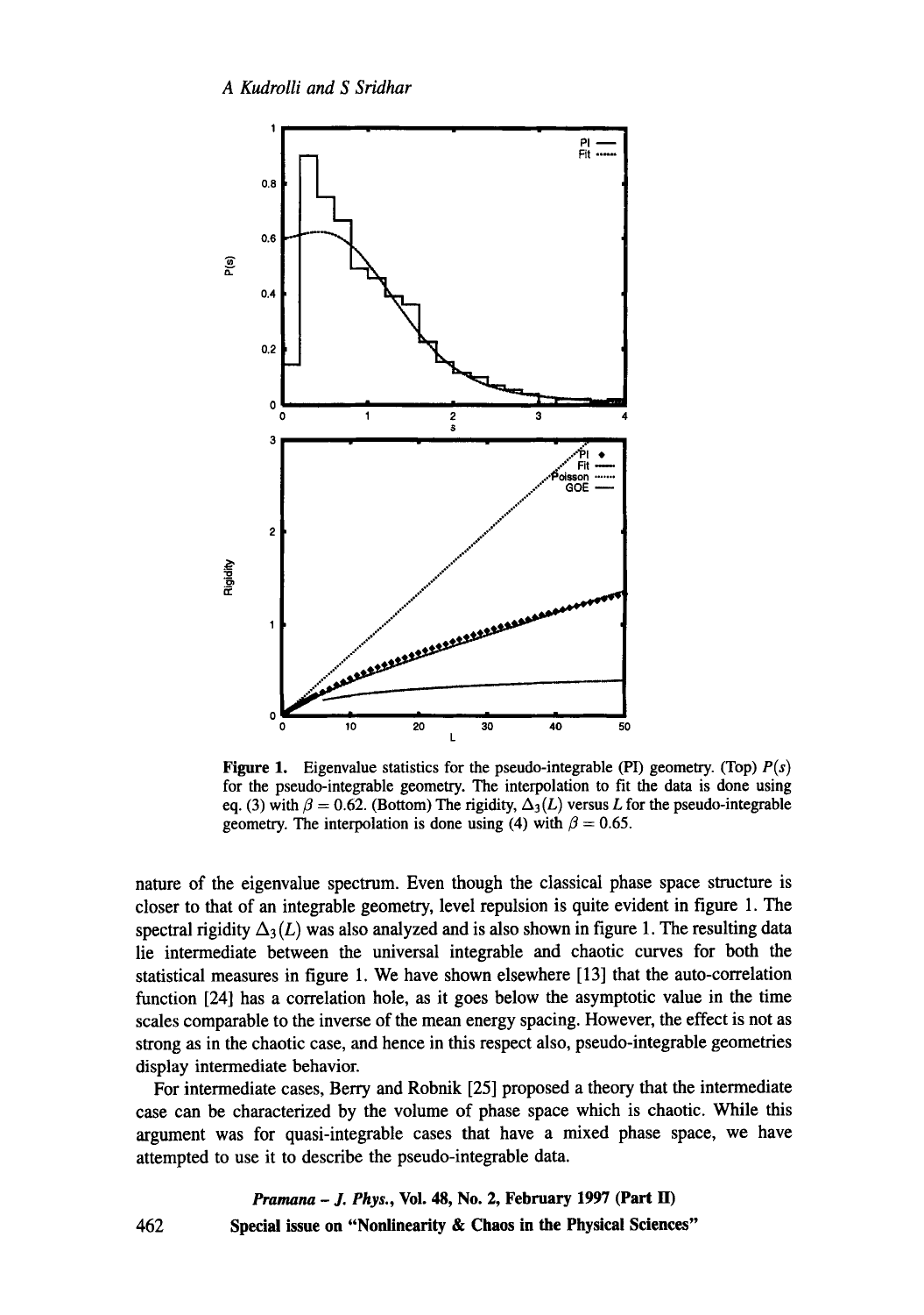**Figure 1.** Eigenvalue statistics for the pseudo-integrable (PI) geometry. (Top) $P(s)$ for the pseudo-integrable geometry. The interpolation to fit the data is done using eq. (3) with $\beta = 0.62$. (Bottom) The rigidity, $\Delta_3(L)$ versus $L$ for the pseudo-integrable geometry. The interpolation is done using (4) with $\beta = 0.65$.

nature of the eigenvalue spectrum. Even though the classical phase space structure is closer to that of an integrable geometry, level repulsion is quite evident in figure 1. The spectral rigidity $\Delta_3(L)$ was also analyzed and is also shown in figure 1. The resulting data lie intermediate between the universal integrable and chaotic curves for both the statistical measures in figure 1. We have shown elsewhere [13] that the auto-correlation function [24] has a correlation hole, as it goes below the asymptotic value in the time scales comparable to the inverse of the mean energy spacing. However, the effect is not as strong as in the chaotic case, and hence in this respect also, pseudo-integrable geometries display intermediate behavior.

For intermediate cases, Berry and Robnik [25] proposed a theory that the intermediate case can be characterized by the volume of phase space which is chaotic. While this argument was for quasi-integrable cases that have a mixed phase space, we have attempted to use it to describe the pseudo-integrable data.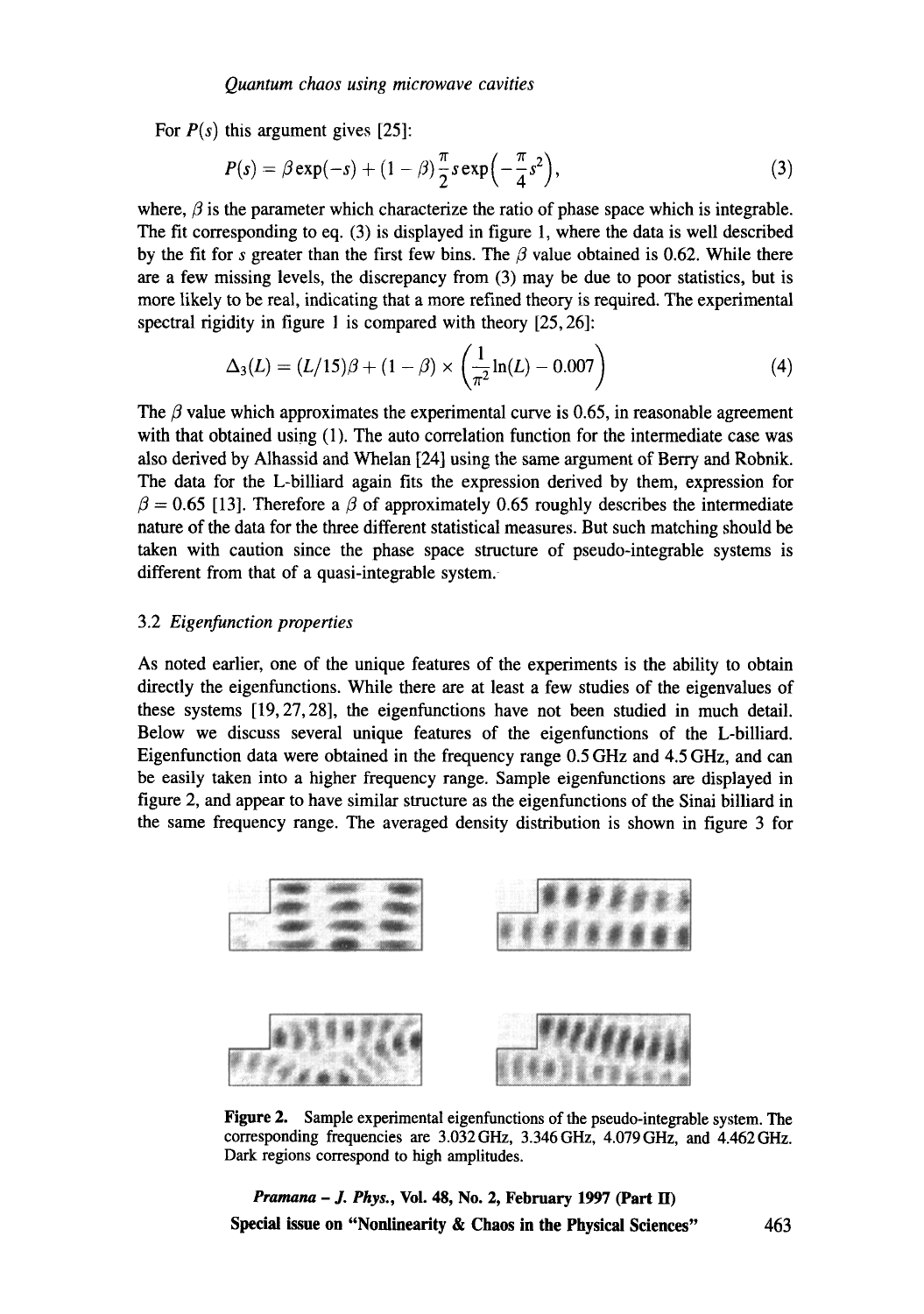For $P(s)$ this argument gives [25]:

$$P(s) = \beta \exp(-s) + (1-\beta)\frac{\pi}{2} s \exp\left(-\frac{\pi}{4}s^2\right), \tag{3}$$

where, $\beta$ is the parameter which characterize the ratio of phase space which is integrable. The fit corresponding to eq. (3) is displayed in figure 1, where the data is well described by the fit for $s$ greater than the first few bins. The $\beta$ value obtained is 0.62. While there are a few missing levels, the discrepancy from (3) may be due to poor statistics, but is more likely to be real, indicating that a more refined theory is required. The experimental spectral rigidity in figure 1 is compared with theory [25, 26]:

$$\Delta_3(L) = (L/15)\beta + (1-\beta) \times \left(\frac{1}{\pi^2}\ln(L) - 0.007\right) \tag{4}$$

The $\beta$ value which approximates the experimental curve is 0.65, in reasonable agreement with that obtained using (1). The auto correlation function for the intermediate case was also derived by Alhassid and Whelan [24] using the same argument of Berry and Robnik. The data for the L-billiard again fits the expression derived by them, expression for $\beta = 0.65$ [13]. Therefore a $\beta$ of approximately 0.65 roughly describes the intermediate nature of the data for the three different statistical measures. But such matching should be taken with caution since the phase space structure of pseudo-integrable systems is different from that of a quasi-integrable system.

### 3.2 *Eigenfunction properties*

As noted earlier, one of the unique features of the experiments is the ability to obtain directly the eigenfunctions. While there are at least a few studies of the eigenvalues of these systems [19, 27, 28], the eigenfunctions have not been studied in much detail. Below we discuss several unique features of the eigenfunctions of the L-billiard. Eigenfunction data were obtained in the frequency range 0.5 GHz and 4.5 GHz, and can be easily taken into a higher frequency range. Sample eigenfunctions are displayed in figure 2, and appear to have similar structure as the eigenfunctions of the Sinai billiard in the same frequency range. The averaged density distribution is shown in figure 3 for

**Figure 2.** Sample experimental eigenfunctions of the pseudo-integrable system. The corresponding frequencies are 3.032 GHz, 3.346 GHz, 4.079 GHz, and 4.462 GHz. Dark regions correspond to high amplitudes.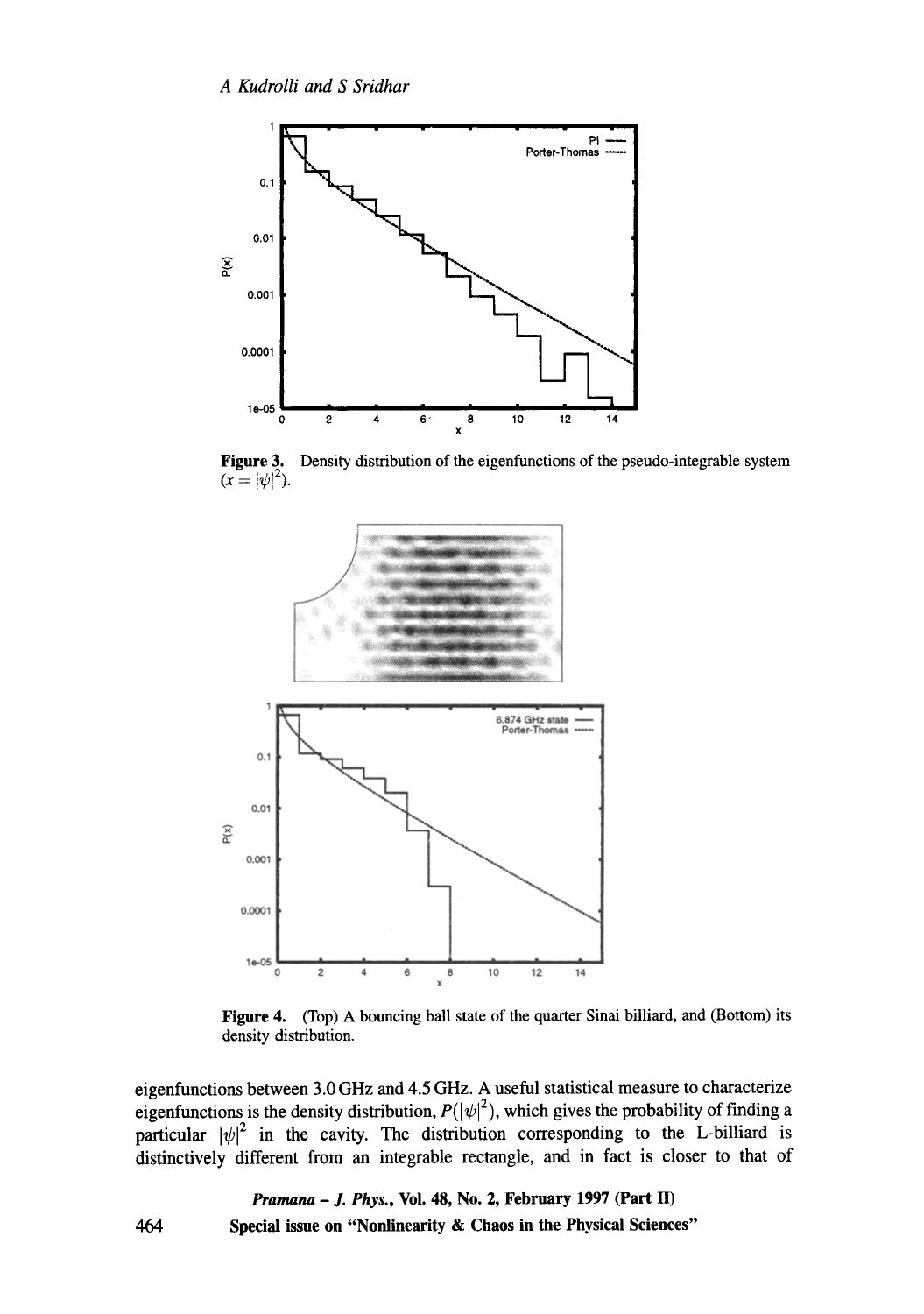**Figure 3.** Density distribution of the eigenfunctions of the pseudo-integrable system ($x = |\psi|^2$).

**Figure 4.** (Top) A bouncing ball state of the quarter Sinai billiard, and (Bottom) its density distribution.

eigenfunctions between 3.0 GHz and 4.5 GHz. A useful statistical measure to characterize eigenfunctions is the density distribution, $P(|\psi|^2)$, which gives the probability of finding a particular $|\psi|^2$ in the cavity. The distribution corresponding to the L-billiard is distinctively different from an integrable rectangle, and in fact is closer to that of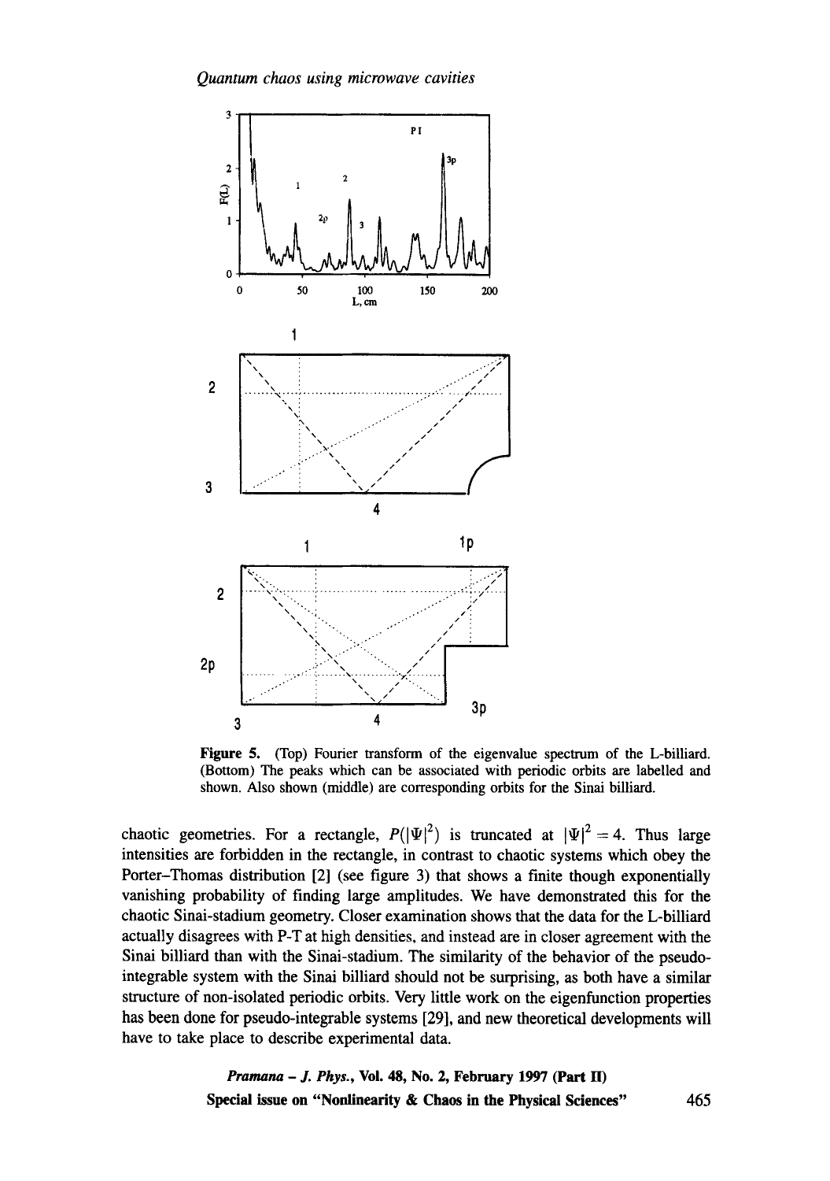Figure 5. (Top) Fourier transform of the eigenvalue spectrum of the L-billiard. (Bottom) The peaks which can be associated with periodic orbits are labelled and shown. Also shown (middle) are corresponding orbits for the Sinai billiard.

chaotic geometries. For a rectangle, $P(|\Psi|^2)$ is truncated at $|\Psi|^2 = 4$. Thus large intensities are forbidden in the rectangle, in contrast to chaotic systems which obey the Porter–Thomas distribution [2] (see figure 3) that shows a finite though exponentially vanishing probability of finding large amplitudes. We have demonstrated this for the chaotic Sinai-stadium geometry. Closer examination shows that the data for the L-billiard actually disagrees with P-T at high densities, and instead are in closer agreement with the Sinai billiard than with the Sinai-stadium. The similarity of the behavior of the pseudo-integrable system with the Sinai billiard should not be surprising, as both have a similar structure of non-isolated periodic orbits. Very little work on the eigenfunction properties has been done for pseudo-integrable systems [29], and new theoretical developments will have to take place to describe experimental data.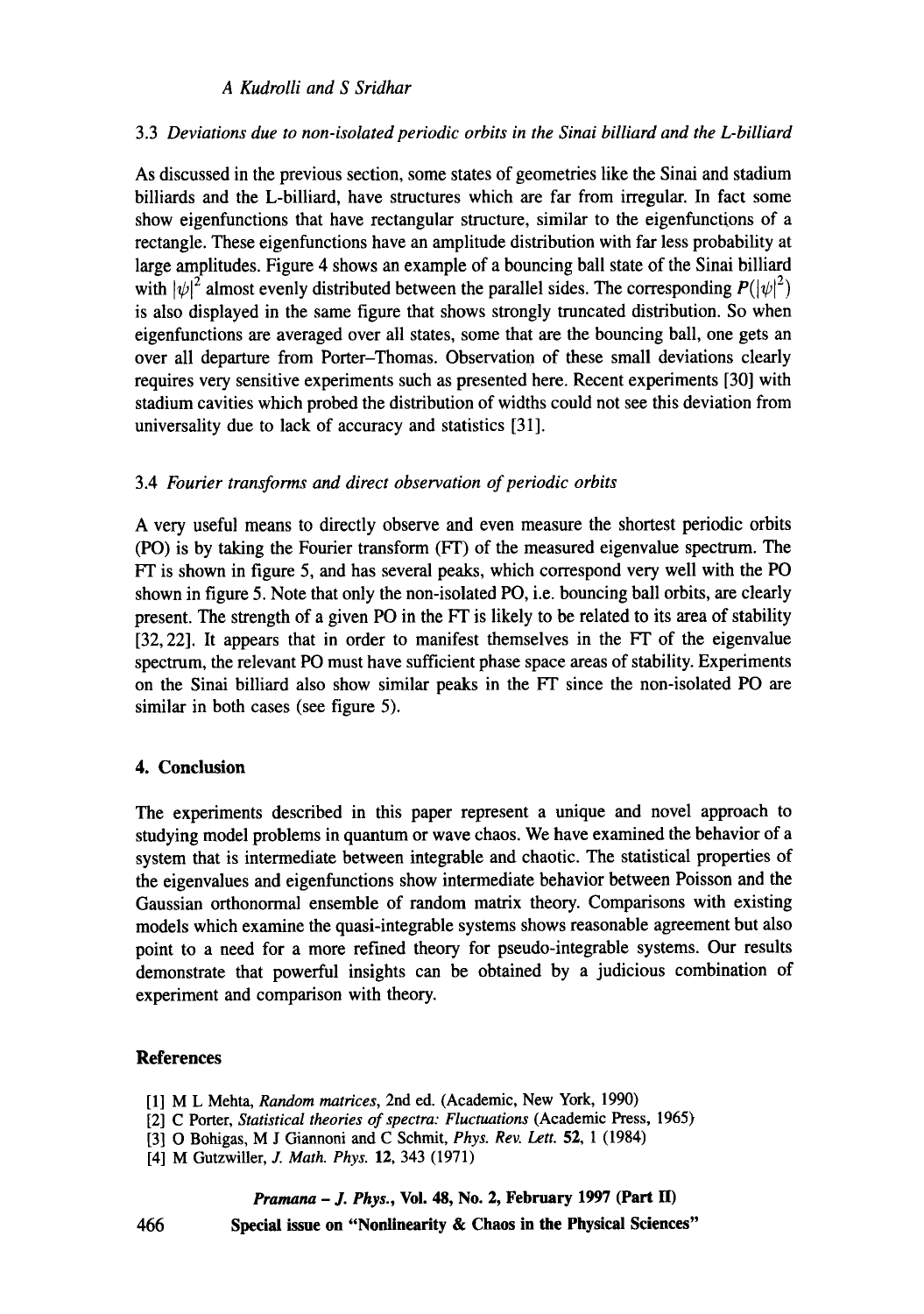### 3.3 *Deviations due to non-isolated periodic orbits in the Sinai billiard and the L-billiard*

As discussed in the previous section, some states of geometries like the Sinai and stadium billiards and the L-billiard, have structures which are far from irregular. In fact some show eigenfunctions that have rectangular structure, similar to the eigenfunctions of a rectangle. These eigenfunctions have an amplitude distribution with far less probability at large amplitudes. Figure 4 shows an example of a bouncing ball state of the Sinai billiard with $|\psi|^2$ almost evenly distributed between the parallel sides. The corresponding $P(|\psi|^2)$ is also displayed in the same figure that shows strongly truncated distribution. So when eigenfunctions are averaged over all states, some that are the bouncing ball, one gets an over all departure from Porter–Thomas. Observation of these small deviations clearly requires very sensitive experiments such as presented here. Recent experiments [30] with stadium cavities which probed the distribution of widths could not see this deviation from universality due to lack of accuracy and statistics [31].

### 3.4 *Fourier transforms and direct observation of periodic orbits*

A very useful means to directly observe and even measure the shortest periodic orbits (PO) is by taking the Fourier transform (FT) of the measured eigenvalue spectrum. The FT is shown in figure 5, and has several peaks, which correspond very well with the PO shown in figure 5. Note that only the non-isolated PO, i.e. bouncing ball orbits, are clearly present. The strength of a given PO in the FT is likely to be related to its area of stability [32, 22]. It appears that in order to manifest themselves in the FT of the eigenvalue spectrum, the relevant PO must have sufficient phase space areas of stability. Experiments on the Sinai billiard also show similar peaks in the FT since the non-isolated PO are similar in both cases (see figure 5).

## 4. Conclusion

The experiments described in this paper represent a unique and novel approach to studying model problems in quantum or wave chaos. We have examined the behavior of a system that is intermediate between integrable and chaotic. The statistical properties of the eigenvalues and eigenfunctions show intermediate behavior between Poisson and the Gaussian orthonormal ensemble of random matrix theory. Comparisons with existing models which examine the quasi-integrable systems shows reasonable agreement but also point to a need for a more refined theory for pseudo-integrable systems. Our results demonstrate that powerful insights can be obtained by a judicious combination of experiment and comparison with theory.

## References

[1] M L Mehta, *Random matrices*, 2nd ed. (Academic, New York, 1990)

[2] C Porter, *Statistical theories of spectra: Fluctuations* (Academic Press, 1965)

[3] O Bohigas, M J Giannoni and C Schmit, *Phys. Rev. Lett.* **52**, 1 (1984)

[4] M Gutzwiller, *J. Math. Phys.* **12**, 343 (1971)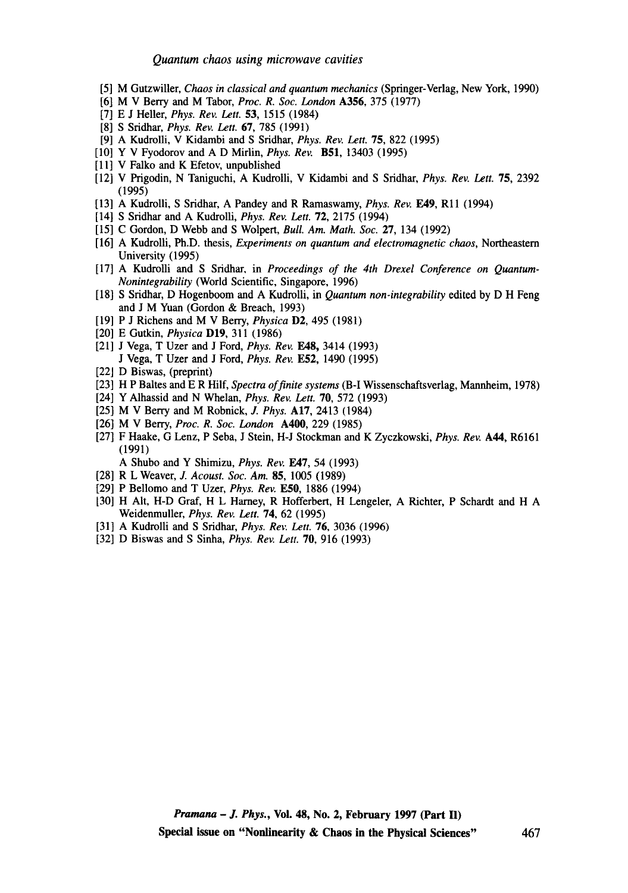[5] M Gutzwiller, *Chaos in classical and quantum mechanics* (Springer-Verlag, New York, 1990)

[6] M V Berry and M Tabor, *Proc. R. Soc. London* **A356**, 375 (1977)

[7] E J Heller, *Phys. Rev. Lett.* **53**, 1515 (1984)

[8] S Sridhar, *Phys. Rev. Lett.* **67**, 785 (1991)

[9] A Kudrolli, V Kidambi and S Sridhar, *Phys. Rev. Lett.* **75**, 822 (1995)

[10] Y V Fyodorov and A D Mirlin, *Phys. Rev.* **B51**, 13403 (1995)

[11] V Falko and K Efetov, unpublished

[12] V Prigodin, N Taniguchi, A Kudrolli, V Kidambi and S Sridhar, *Phys. Rev. Lett.* **75**, 2392 (1995)

[13] A Kudrolli, S Sridhar, A Pandey and R Ramaswamy, *Phys. Rev.* **E49**, R11 (1994)

[14] S Sridhar and A Kudrolli, *Phys. Rev. Lett.* **72**, 2175 (1994)

[15] C Gordon, D Webb and S Wolpert, *Bull. Am. Math. Soc.* **27**, 134 (1992)

[16] A Kudrolli, Ph.D. thesis, *Experiments on quantum and electromagnetic chaos*, Northeastern University (1995)

[17] A Kudrolli and S Sridhar, in *Proceedings of the 4th Drexel Conference on Quantum-Nonintegrability* (World Scientific, Singapore, 1996)

[18] S Sridhar, D Hogenboom and A Kudrolli, in *Quantum non-integrability* edited by D H Feng and J M Yuan (Gordon & Breach, 1993)

[19] P J Richens and M V Berry, *Physica* **D2**, 495 (1981)

[20] E Gutkin, *Physica* **D19**, 311 (1986)

[21] J Vega, T Uzer and J Ford, *Phys. Rev.* **E48**, 3414 (1993)
J Vega, T Uzer and J Ford, *Phys. Rev.* **E52**, 1490 (1995)

[22] D Biswas, (preprint)

[23] H P Baltes and E R Hilf, *Spectra of finite systems* (B-I Wissenschaftsverlag, Mannheim, 1978)

[24] Y Alhassid and N Whelan, *Phys. Rev. Lett.* **70**, 572 (1993)

[25] M V Berry and M Robnick, *J. Phys.* **A17**, 2413 (1984)

[26] M V Berry, *Proc. R. Soc. London* **A400**, 229 (1985)

[27] F Haake, G Lenz, P Seba, J Stein, H-J Stockman and K Zyczkowski, *Phys. Rev.* **A44**, R6161 (1991)
A Shubo and Y Shimizu, *Phys. Rev.* **E47**, 54 (1993)

[28] R L Weaver, *J. Acoust. Soc. Am.* **85**, 1005 (1989)

[29] P Bellomo and T Uzer, *Phys. Rev.* **E50**, 1886 (1994)

[30] H Alt, H-D Graf, H L Harney, R Hofferbert, H Lengeler, A Richter, P Schardt and H A Weidenmuller, *Phys. Rev. Lett.* **74**, 62 (1995)

[31] A Kudrolli and S Sridhar, *Phys. Rev. Lett.* **76**, 3036 (1996)

[32] D Biswas and S Sinha, *Phys. Rev. Lett.* **70**, 916 (1993)

**Special issue on "Nonlinearity & Chaos in the Physical Sciences"**